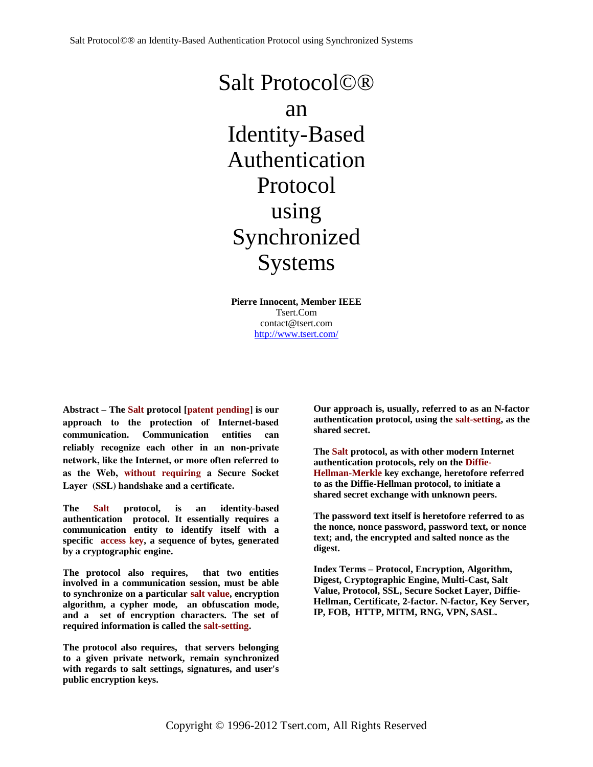# Salt Protocol©® an Identity-Based Authentication Protocol using Synchronized Systems

**Pierre Innocent, Member IEEE**
Tsert.Com
contact@tsert.com
http://www.tsert.com/

**Abstract – The Salt protocol [patent pending] is our approach to the protection of Internet-based communication. Communication entities can reliably recognize each other in an non-private network, like the Internet, or more often referred to as the Web, without requiring a Secure Socket Layer (SSL) handshake and a certificate.**

**The Salt protocol, is an identity-based authentication protocol. It essentially requires a communication entity to identify itself with a specific access key, a sequence of bytes, generated by a cryptographic engine.**

**The protocol also requires, that two entities involved in a communication session, must be able to synchronize on a particular salt value, encryption algorithm, a cypher mode, an obfuscation mode, and a set of encryption characters. The set of required information is called the salt-setting.**

**The protocol also requires, that servers belonging to a given private network, remain synchronized with regards to salt settings, signatures, and user's public encryption keys.**

**Our approach is, usually, referred to as an N-factor authentication protocol, using the salt-setting, as the shared secret.**

**The Salt protocol, as with other modern Internet authentication protocols, rely on the Diffie-Hellman-Merkle key exchange, heretofore referred to as the Diffie-Hellman protocol, to initiate a shared secret exchange with unknown peers.**

**The password text itself is heretofore referred to as the nonce, nonce password, password text, or nonce text; and, the encrypted and salted nonce as the digest.**

**Index Terms – Protocol, Encryption, Algorithm, Digest, Cryptographic Engine, Multi-Cast, Salt Value, Protocol, SSL, Secure Socket Layer, Diffie-Hellman, Certificate, 2-factor. N-factor, Key Server, IP, FOB, HTTP, MITM, RNG, VPN, SASL.**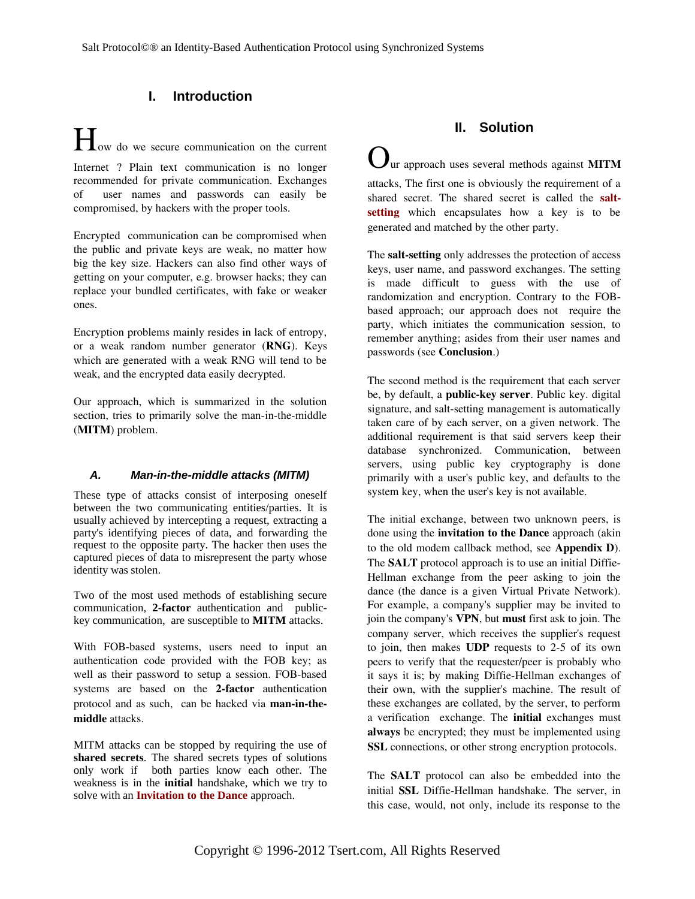# I. Introduction

How do we secure communication on the current Internet ? Plain text communication is no longer recommended for private communication. Exchanges of user names and passwords can easily be compromised, by hackers with the proper tools.

Encrypted communication can be compromised when the public and private keys are weak, no matter how big the key size. Hackers can also find other ways of getting on your computer, e.g. browser hacks; they can replace your bundled certificates, with fake or weaker ones.

Encryption problems mainly resides in lack of entropy, or a weak random number generator (**RNG**). Keys which are generated with a weak RNG will tend to be weak, and the encrypted data easily decrypted.

Our approach, which is summarized in the solution section, tries to primarily solve the man-in-the-middle (**MITM**) problem.

### *A. Man-in-the-middle attacks (MITM)*

These type of attacks consist of interposing oneself between the two communicating entities/parties. It is usually achieved by intercepting a request, extracting a party's identifying pieces of data, and forwarding the request to the opposite party. The hacker then uses the captured pieces of data to misrepresent the party whose identity was stolen.

Two of the most used methods of establishing secure communication, **2-factor** authentication and public-key communication, are susceptible to **MITM** attacks.

With FOB-based systems, users need to input an authentication code provided with the FOB key; as well as their password to setup a session. FOB-based systems are based on the **2-factor** authentication protocol and as such, can be hacked via **man-in-the-middle** attacks.

MITM attacks can be stopped by requiring the use of **shared secrets**. The shared secrets types of solutions only work if both parties know each other. The weakness is in the **initial** handshake, which we try to solve with an **Invitation to the Dance** approach.

# II. Solution

Our approach uses several methods against **MITM** attacks, The first one is obviously the requirement of a shared secret. The shared secret is called the **salt-setting** which encapsulates how a key is to be generated and matched by the other party.

The **salt-setting** only addresses the protection of access keys, user name, and password exchanges. The setting is made difficult to guess with the use of randomization and encryption. Contrary to the FOB-based approach; our approach does not require the party, which initiates the communication session, to remember anything; asides from their user names and passwords (see **Conclusion**.)

The second method is the requirement that each server be, by default, a **public-key server**. Public key. digital signature, and salt-setting management is automatically taken care of by each server, on a given network. The additional requirement is that said servers keep their database synchronized. Communication, between servers, using public key cryptography is done primarily with a user's public key, and defaults to the system key, when the user's key is not available.

The initial exchange, between two unknown peers, is done using the **invitation to the Dance** approach (akin to the old modem callback method, see **Appendix D**). The **SALT** protocol approach is to use an initial Diffie-Hellman exchange from the peer asking to join the dance (the dance is a given Virtual Private Network). For example, a company's supplier may be invited to join the company's **VPN**, but **must** first ask to join. The company server, which receives the supplier's request to join, then makes **UDP** requests to 2-5 of its own peers to verify that the requester/peer is probably who it says it is; by making Diffie-Hellman exchanges of their own, with the supplier's machine. The result of these exchanges are collated, by the server, to perform a verification exchange. The **initial** exchanges must **always** be encrypted; they must be implemented using **SSL** connections, or other strong encryption protocols.

The **SALT** protocol can also be embedded into the initial **SSL** Diffie-Hellman handshake. The server, in this case, would, not only, include its response to the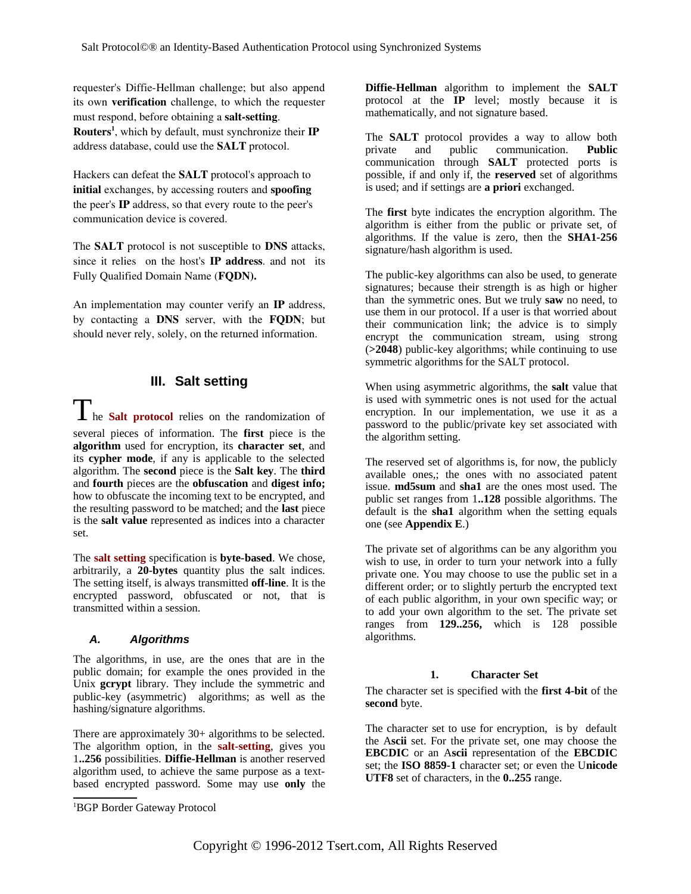requester's Diffie-Hellman challenge; but also append its own **verification** challenge, to which the requester must respond, before obtaining a **salt-setting**. **Routers**[1], which by default, must synchronize their **IP** address database, could use the **SALT** protocol.

Hackers can defeat the **SALT** protocol's approach to **initial** exchanges, by accessing routers and **spoofing** the peer's **IP** address, so that every route to the peer's communication device is covered.

The **SALT** protocol is not susceptible to **DNS** attacks, since it relies on the host's **IP address**. and not its Fully Qualified Domain Name (**FQDN).**

An implementation may counter verify an **IP** address, by contacting a **DNS** server, with the **FQDN**; but should never rely, solely, on the returned information.

## III. Salt setting

The **Salt protocol** relies on the randomization of several pieces of information. The **first** piece is the **algorithm** used for encryption, its **character set**, and its **cypher mode**, if any is applicable to the selected algorithm. The **second** piece is the **Salt key**. The **third** and **fourth** pieces are the **obfuscation** and **digest info;** how to obfuscate the incoming text to be encrypted, and the resulting password to be matched; and the **last** piece is the **salt value** represented as indices into a character set.

The **salt setting** specification is **byte-based**. We chose, arbitrarily, a **20-bytes** quantity plus the salt indices. The setting itself, is always transmitted **off-line**. It is the encrypted password, obfuscated or not, that is transmitted within a session.

### *A. Algorithms*

The algorithms, in use, are the ones that are in the public domain; for example the ones provided in the Unix **gcrypt** library. They include the symmetric and public-key (asymmetric) algorithms; as well as the hashing/signature algorithms.

There are approximately 30+ algorithms to be selected. The algorithm option, in the **salt-setting**, gives you 1**..256** possibilities. **Diffie-Hellman** is another reserved algorithm used, to achieve the same purpose as a text-based encrypted password. Some may use **only** the **Diffie-Hellman** algorithm to implement the **SALT** protocol at the **IP** level; mostly because it is mathematically, and not signature based.

The **SALT** protocol provides a way to allow both private and public communication. **Public** communication through **SALT** protected ports is possible, if and only if, the **reserved** set of algorithms is used; and if settings are **a priori** exchanged.

The **first** byte indicates the encryption algorithm. The algorithm is either from the public or private set, of algorithms. If the value is zero, then the **SHA1-256** signature/hash algorithm is used.

The public-key algorithms can also be used, to generate signatures; because their strength is as high or higher than the symmetric ones. But we truly **saw** no need, to use them in our protocol. If a user is that worried about their communication link; the advice is to simply encrypt the communication stream, using strong (**>2048**) public-key algorithms; while continuing to use symmetric algorithms for the SALT protocol.

When using asymmetric algorithms, the **salt** value that is used with symmetric ones is not used for the actual encryption. In our implementation, we use it as a password to the public/private key set associated with the algorithm setting.

The reserved set of algorithms is, for now, the publicly available ones,; the ones with no associated patent issue. **md5sum** and **sha1** are the ones most used. The public set ranges from 1**..128** possible algorithms. The default is the **sha1** algorithm when the setting equals one (see **Appendix E**.)

The private set of algorithms can be any algorithm you wish to use, in order to turn your network into a fully private one. You may choose to use the public set in a different order; or to slightly perturb the encrypted text of each public algorithm, in your own specific way; or to add your own algorithm to the set. The private set ranges from **129..256,** which is 128 possible algorithms.

#### 1. Character Set

The character set is specified with the **first 4-bit** of the **second** byte.

The character set to use for encryption, is by default the A**scii** set. For the private set, one may choose the **EBCDIC** or an A**scii** representation of the **EBCDIC** set; the **ISO 8859-1** character set; or even the U**nicode UTF8** set of characters, in the **0..255** range.

---

[1]BGP Border Gateway Protocol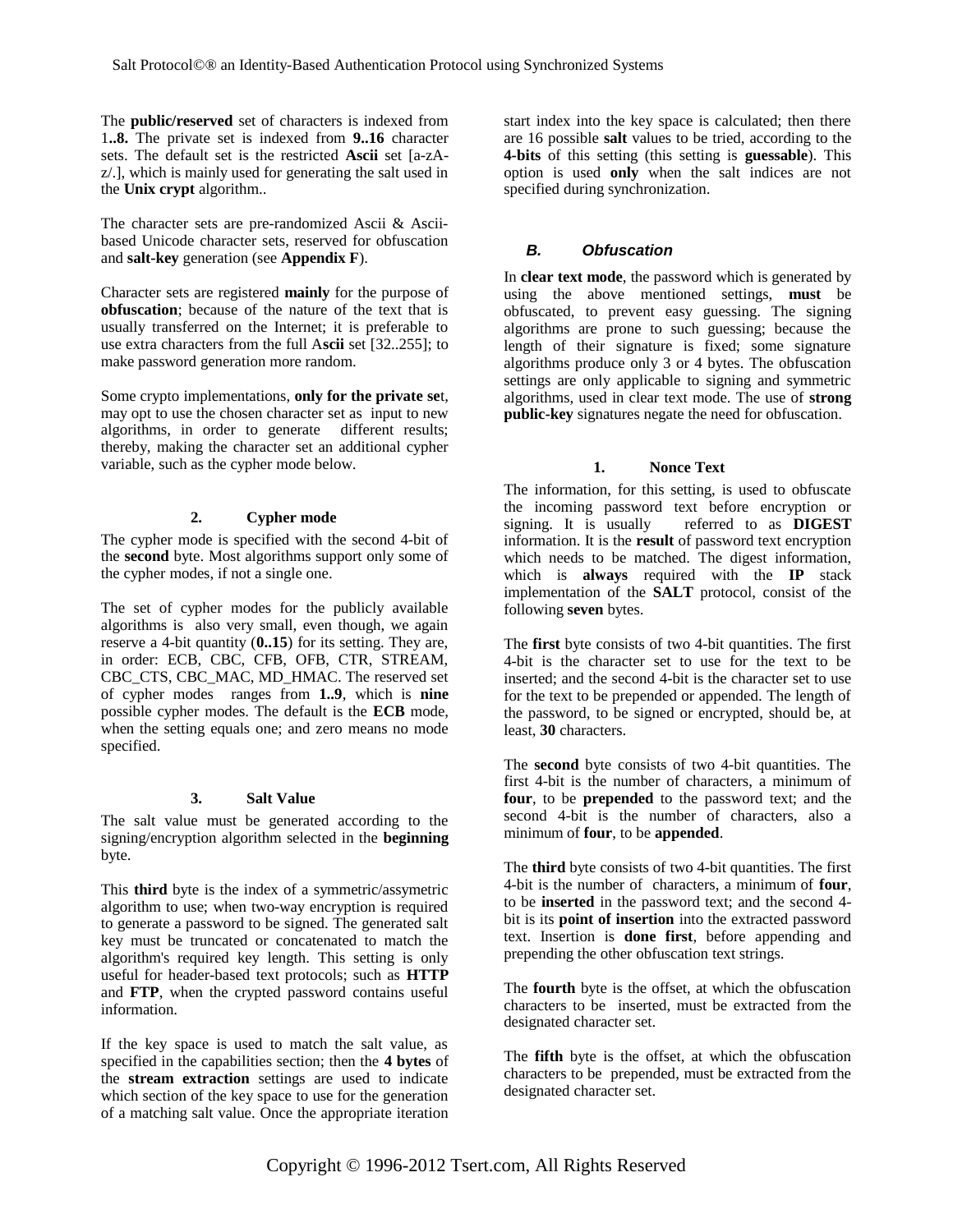The **public/reserved** set of characters is indexed from 1**..8.** The private set is indexed from **9..16** character sets. The default set is the restricted **Ascii** set [a-zA-z/.], which is mainly used for generating the salt used in the **Unix crypt** algorithm..

The character sets are pre-randomized Ascii & Ascii-based Unicode character sets, reserved for obfuscation and **salt-key** generation (see **Appendix F**).

Character sets are registered **mainly** for the purpose of **obfuscation**; because of the nature of the text that is usually transferred on the Internet; it is preferable to use extra characters from the full A**scii** set [32..255]; to make password generation more random.

Some crypto implementations, **only for the private se**t, may opt to use the chosen character set as input to new algorithms, in order to generate different results; thereby, making the character set an additional cypher variable, such as the cypher mode below.

#### 2. Cypher mode

The cypher mode is specified with the second 4-bit of the **second** byte. Most algorithms support only some of the cypher modes, if not a single one.

The set of cypher modes for the publicly available algorithms is also very small, even though, we again reserve a 4-bit quantity (**0..15**) for its setting. They are, in order: ECB, CBC, CFB, OFB, CTR, STREAM, CBC_CTS, CBC_MAC, MD_HMAC. The reserved set of cypher modes ranges from **1..9**, which is **nine** possible cypher modes. The default is the **ECB** mode, when the setting equals one; and zero means no mode specified.

#### 3. Salt Value

The salt value must be generated according to the signing/encryption algorithm selected in the **beginning** byte.

This **third** byte is the index of a symmetric/assymetric algorithm to use; when two-way encryption is required to generate a password to be signed. The generated salt key must be truncated or concatenated to match the algorithm's required key length. This setting is only useful for header-based text protocols; such as **HTTP** and **FTP**, when the crypted password contains useful information.

If the key space is used to match the salt value, as specified in the capabilities section; then the **4 bytes** of the **stream extraction** settings are used to indicate which section of the key space to use for the generation of a matching salt value. Once the appropriate iteration start index into the key space is calculated; then there are 16 possible **salt** values to be tried, according to the **4-bits** of this setting (this setting is **guessable**). This option is used **only** when the salt indices are not specified during synchronization.

### B. Obfuscation

In **clear text mode**, the password which is generated by using the above mentioned settings, **must** be obfuscated, to prevent easy guessing. The signing algorithms are prone to such guessing; because the length of their signature is fixed; some signature algorithms produce only 3 or 4 bytes. The obfuscation settings are only applicable to signing and symmetric algorithms, used in clear text mode. The use of **strong public-key** signatures negate the need for obfuscation.

#### 1. Nonce Text

The information, for this setting, is used to obfuscate the incoming password text before encryption or signing. It is usually referred to as **DIGEST** information. It is the **result** of password text encryption which needs to be matched. The digest information, which is **always** required with the **IP** stack implementation of the **SALT** protocol, consist of the following **seven** bytes.

The **first** byte consists of two 4-bit quantities. The first 4-bit is the character set to use for the text to be inserted; and the second 4-bit is the character set to use for the text to be prepended or appended. The length of the password, to be signed or encrypted, should be, at least, **30** characters.

The **second** byte consists of two 4-bit quantities. The first 4-bit is the number of characters, a minimum of **four**, to be **prepended** to the password text; and the second 4-bit is the number of characters, also a minimum of **four**, to be **appended**.

The **third** byte consists of two 4-bit quantities. The first 4-bit is the number of characters, a minimum of **four**, to be **inserted** in the password text; and the second 4-bit is its **point of insertion** into the extracted password text. Insertion is **done first**, before appending and prepending the other obfuscation text strings.

The **fourth** byte is the offset, at which the obfuscation characters to be inserted, must be extracted from the designated character set.

The **fifth** byte is the offset, at which the obfuscation characters to be prepended, must be extracted from the designated character set.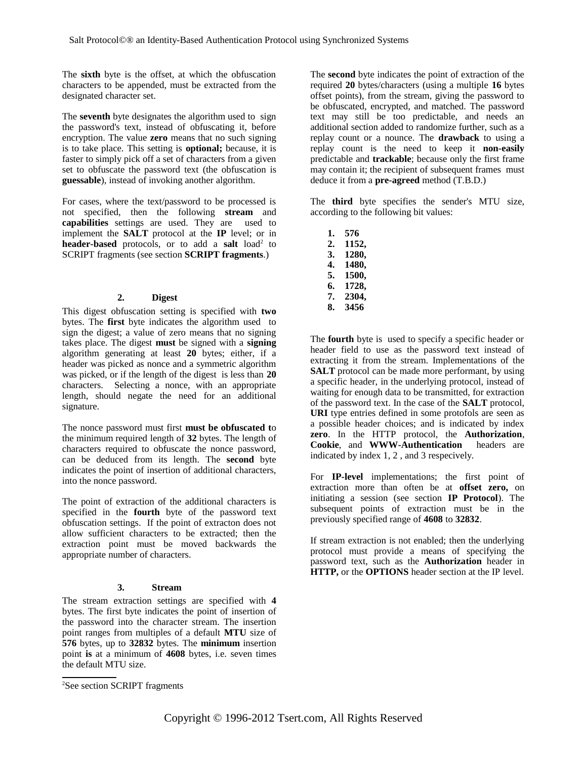The **sixth** byte is the offset, at which the obfuscation characters to be appended, must be extracted from the designated character set.

The **seventh** byte designates the algorithm used to sign the password's text, instead of obfuscating it, before encryption. The value **zero** means that no such signing is to take place. This setting is **optional;** because, it is faster to simply pick off a set of characters from a given set to obfuscate the password text (the obfuscation is **guessable**), instead of invoking another algorithm.

For cases, where the text/password to be processed is not specified, then the following **stream** and **capabilities** settings are used. They are used to implement the **SALT** protocol at the **IP** level; or in **header-based** protocols, or to add a **salt** load[2] to SCRIPT fragments (see section **SCRIPT fragments**.)

### 2. Digest

This digest obfuscation setting is specified with **two** bytes. The **first** byte indicates the algorithm used to sign the digest; a value of zero means that no signing takes place. The digest **must** be signed with a **signing** algorithm generating at least **20** bytes; either, if a header was picked as nonce and a symmetric algorithm was picked, or if the length of the digest is less than **20** characters. Selecting a nonce, with an appropriate length, should negate the need for an additional signature.

The nonce password must first **must be obfuscated t**o the minimum required length of **32** bytes. The length of characters required to obfuscate the nonce password, can be deduced from its length. The **second** byte indicates the point of insertion of additional characters, into the nonce password.

The point of extraction of the additional characters is specified in the **fourth** byte of the password text obfuscation settings. If the point of extracton does not allow sufficient characters to be extracted; then the extraction point must be moved backwards the appropriate number of characters.

### 3. Stream

The stream extraction settings are specified with **4** bytes. The first byte indicates the point of insertion of the password into the character stream. The insertion point ranges from multiples of a default **MTU** size of **576** bytes, up to **32832** bytes. The **minimum** insertion point **is** at a minimum of **4608** bytes, i.e. seven times the default MTU size.

The **second** byte indicates the point of extraction of the required **20** bytes/characters (using a multiple **16** bytes offset points), from the stream, giving the password to be obfuscated, encrypted, and matched. The password text may still be too predictable, and needs an additional section added to randomize further, such as a replay count or a nounce. The **drawback** to using a replay count is the need to keep it **non-easily** predictable and **trackable**; because only the first frame may contain it; the recipient of subsequent frames must deduce it from a **pre-agreed** method (T.B.D.)

The **third** byte specifies the sender's MTU size, according to the following bit values:

1. **576**
2. **1152,**
3. **1280,**
4. **1480,**
5. **1500,**
6. **1728,**
7. **2304,**
8. **3456**

The **fourth** byte is used to specify a specific header or header field to use as the password text instead of extracting it from the stream. Implementations of the **SALT** protocol can be made more performant, by using a specific header, in the underlying protocol, instead of waiting for enough data to be transmitted, for extraction of the password text. In the case of the **SALT** protocol, **URI** type entries defined in some protofols are seen as a possible header choices; and is indicated by index **zero**. In the HTTP protocol, the **Authorization**, **Cookie**, and **WWW-Authentication** headers are indicated by index 1, 2 , and 3 respecively.

For **IP-level** implementations; the first point of extraction more than often be at **offset zero,** on initiating a session (see section **IP Protocol**). The subsequent points of extraction must be in the previously specified range of **4608** to **32832**.

If stream extraction is not enabled; then the underlying protocol must provide a means of specifying the password text, such as the **Authorization** header in **HTTP,** or the **OPTIONS** header section at the IP level.

[2] See section SCRIPT fragments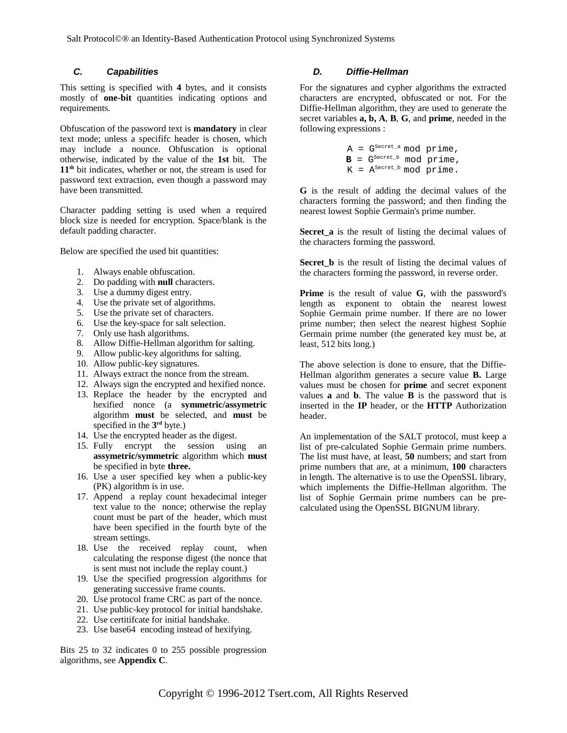### *C. Capabilities*

This setting is specified with **4** bytes, and it consists mostly of **one-bit** quantities indicating options and requirements.

Obfuscation of the password text is **mandatory** in clear text mode; unless a specififc header is chosen, which may include a nounce. Obfuscation is optional otherwise, indicated by the value of the **1st** bit. The **11th** bit indicates, whether or not, the stream is used for password text extraction, even though a password may have been transmitted.

Character padding setting is used when a required block size is needed for encryption. Space/blank is the default padding character.

Below are specified the used bit quantities:

1. Always enable obfuscation.
2. Do padding with **null** characters.
3. Use a dummy digest entry.
4. Use the private set of algorithms.
5. Use the private set of characters.
6. Use the key-space for salt selection.
7. Only use hash algorithms.
8. Allow Diffie-Hellman algorithm for salting.
9. Allow public-key algorithms for salting.
10. Allow public-key signatures.
11. Always extract the nonce from the stream.
12. Always sign the encrypted and hexified nonce.
13. Replace the header by the encrypted and hexified nonce (a **symmetric/assymetric** algorithm **must** be selected, and **must** be specified in the **3rd** byte.)
14. Use the encrypted header as the digest.
15. Fully encrypt the session using an **assymetric/symmetric** algorithm which **must** be specified in byte **three.**
16. Use a user specified key when a public-key (PK) algorithm is in use.
17. Append a replay count hexadecimal integer text value to the nonce; otherwise the replay count must be part of the header, which must have been specified in the fourth byte of the stream settings.
18. Use the received replay count, when calculating the response digest (the nonce that is sent must not include the replay count.)
19. Use the specified progression algorithms for generating successive frame counts.
20. Use protocol frame CRC as part of the nonce.
21. Use public-key protocol for initial handshake.
22. Use certitifcate for initial handshake.
23. Use base64 encoding instead of hexifying.

Bits 25 to 32 indicates 0 to 255 possible progression algorithms, see **Appendix C**.

### *D. Diffie-Hellman*

For the signatures and cypher algorithms the extracted characters are encrypted, obfuscated or not. For the Diffie-Hellman algorithm, they are used to generate the secret variables **a, b, A**, **B**, **G**, and **prime**, needed in the following expressions :

$$A = G^{Secret\_a} \bmod prime,$$
$$\mathbf{B} = G^{Secret\_b} \bmod prime,$$
$$K = A^{Secret\_b} \bmod prime.$$

**G** is the result of adding the decimal values of the characters forming the password; and then finding the nearest lowest Sophie Germain's prime number.

**Secret_a** is the result of listing the decimal values of the characters forming the password.

**Secret_b** is the result of listing the decimal values of the characters forming the password, in reverse order.

**Prime** is the result of value **G**, with the password's length as exponent to obtain the nearest lowest Sophie Germain prime number. If there are no lower prime number; then select the nearest highest Sophie Germain prime number (the generated key must be, at least, 512 bits long.)

The above selection is done to ensure, that the Diffie-Hellman algorithm generates a secure value **B.** Large values must be chosen for **prime** and secret exponent values **a** and **b**. The value **B** is the password that is inserted in the **IP** header, or the **HTTP** Authorization header.

An implementation of the SALT protocol, must keep a list of pre-calculated Sophie Germain prime numbers. The list must have, at least, **50** numbers; and start from prime numbers that are, at a minimum, **100** characters in length. The alternative is to use the OpenSSL library, which implements the Diffie-Hellman algorithm. The list of Sophie Germain prime numbers can be pre-calculated using the OpenSSL BIGNUM library.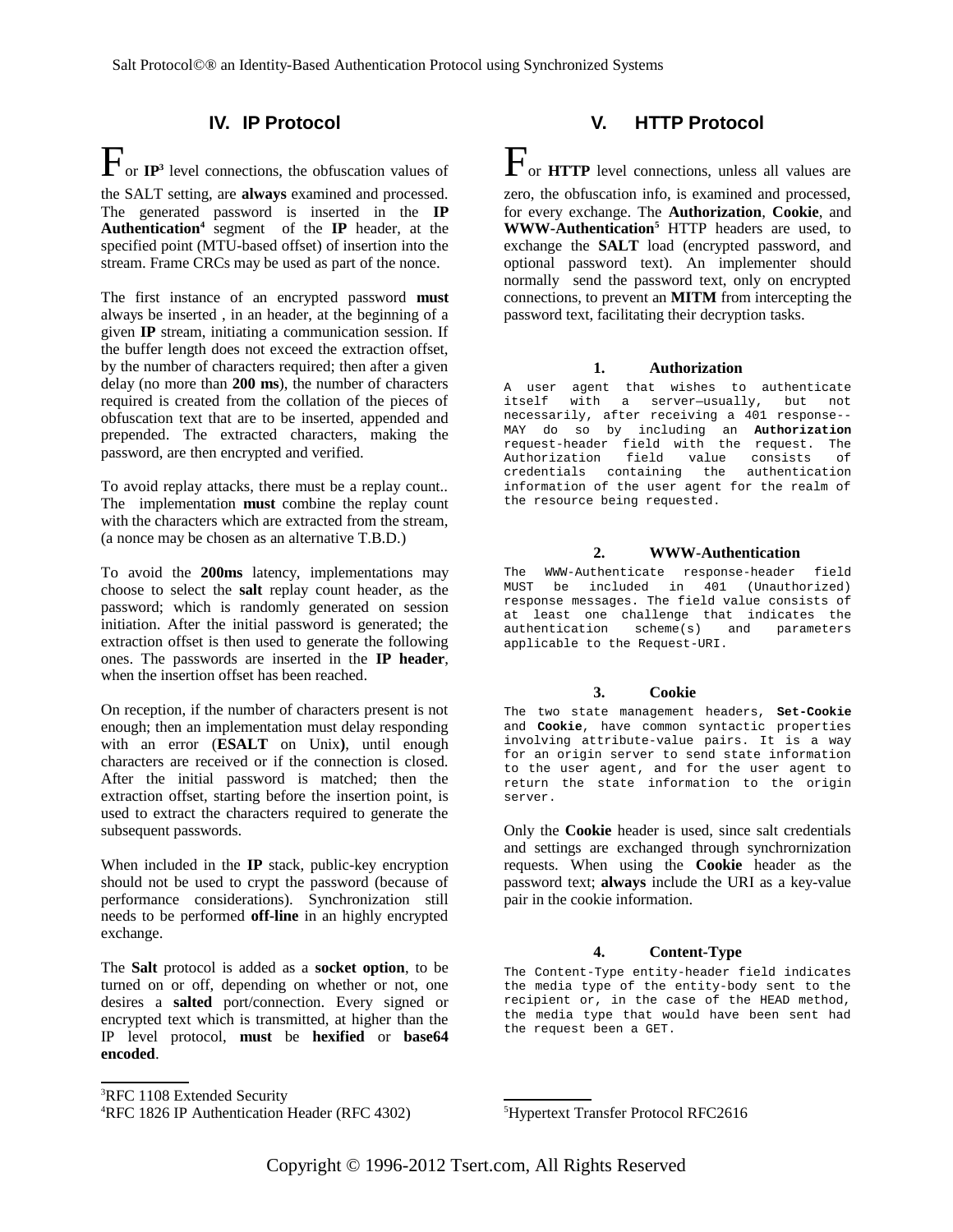## IV. IP Protocol

For **IP**[3] level connections, the obfuscation values of the SALT setting, are **always** examined and processed. The generated password is inserted in the **IP Authentication**[4] segment of the **IP** header, at the specified point (MTU-based offset) of insertion into the stream. Frame CRCs may be used as part of the nonce.

The first instance of an encrypted password **must** always be inserted , in an header, at the beginning of a given **IP** stream, initiating a communication session. If the buffer length does not exceed the extraction offset, by the number of characters required; then after a given delay (no more than **200 ms**), the number of characters required is created from the collation of the pieces of obfuscation text that are to be inserted, appended and prepended. The extracted characters, making the password, are then encrypted and verified.

To avoid replay attacks, there must be a replay count.. The implementation **must** combine the replay count with the characters which are extracted from the stream, (a nonce may be chosen as an alternative T.B.D.)

To avoid the **200ms** latency, implementations may choose to select the **salt** replay count header, as the password; which is randomly generated on session initiation. After the initial password is generated; the extraction offset is then used to generate the following ones. The passwords are inserted in the **IP header**, when the insertion offset has been reached.

On reception, if the number of characters present is not enough; then an implementation must delay responding with an error (**ESALT** on Unix**)**, until enough characters are received or if the connection is closed. After the initial password is matched; then the extraction offset, starting before the insertion point, is used to extract the characters required to generate the subsequent passwords.

When included in the **IP** stack, public-key encryption should not be used to crypt the password (because of performance considerations). Synchronization still needs to be performed **off-line** in an highly encrypted exchange.

The **Salt** protocol is added as a **socket option**, to be turned on or off, depending on whether or not, one desires a **salted** port/connection. Every signed or encrypted text which is transmitted, at higher than the IP level protocol, **must** be **hexified** or **base64 encoded**.

[3]RFC 1108 Extended Security

[4]RFC 1826 IP Authentication Header (RFC 4302)

## V. HTTP Protocol

For **HTTP** level connections, unless all values are zero, the obfuscation info, is examined and processed, for every exchange. The **Authorization**, **Cookie**, and **WWW-Authentication**[5] HTTP headers are used, to exchange the **SALT** load (encrypted password, and optional password text). An implementer should normally send the password text, only on encrypted connections, to prevent an **MITM** from intercepting the password text, facilitating their decryption tasks.

### 1. Authorization

```
A user agent that wishes to authenticate itself with a server—usually, but not necessarily, after receiving a 401 response--MAY do so by including an Authorization request-header field with the request. The Authorization field value consists of credentials containing the authentication information of the user agent for the realm of the resource being requested.
```

### 2. WWW-Authentication

```
The WWW-Authenticate response-header field MUST be included in 401 (Unauthorized) response messages. The field value consists of at least one challenge that indicates the authentication scheme(s) and parameters applicable to the Request-URI.
```

### 3. Cookie

```
The two state management headers, Set-Cookie and Cookie, have common syntactic properties involving attribute-value pairs. It is a way for an origin server to send state information to the user agent, and for the user agent to return the state information to the origin server.
```

Only the **Cookie** header is used, since salt credentials and settings are exchanged through synchrornization requests. When using the **Cookie** header as the password text; **always** include the URI as a key-value pair in the cookie information.

### 4. Content-Type

```
The Content-Type entity-header field indicates the media type of the entity-body sent to the recipient or, in the case of the HEAD method, the media type that would have been sent had the request been a GET.
```

[5]Hypertext Transfer Protocol RFC2616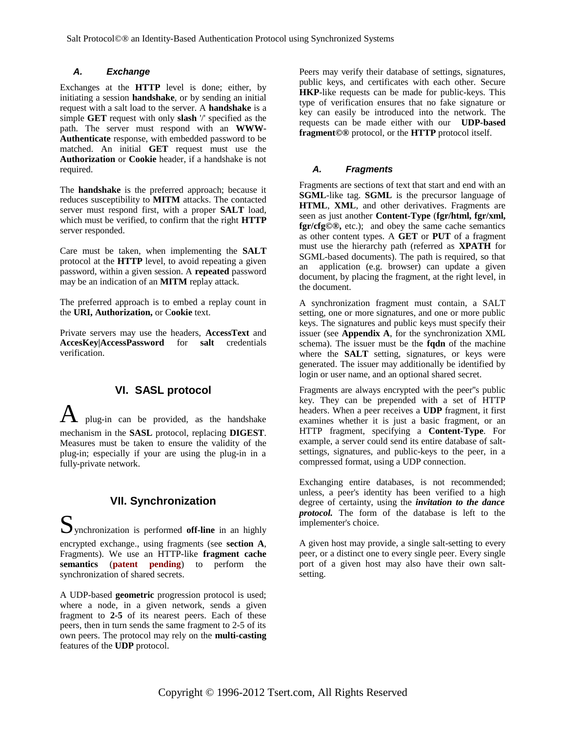### A. Exchange

Exchanges at the **HTTP** level is done; either, by initiating a session **handshake**, or by sending an initial request with a salt load to the server. A **handshake** is a simple **GET** request with only **slash** '/' specified as the path. The server must respond with an **WWW-Authenticate** response, with embedded password to be matched. An initial **GET** request must use the **Authorization** or **Cookie** header, if a handshake is not required.

The **handshake** is the preferred approach; because it reduces susceptibility to **MITM** attacks. The contacted server must respond first, with a proper **SALT** load, which must be verified, to confirm that the right **HTTP** server responded.

Care must be taken, when implementing the **SALT** protocol at the **HTTP** level, to avoid repeating a given password, within a given session. A **repeated** password may be an indication of an **MITM** replay attack.

The preferred approach is to embed a replay count in the **URI, Authorization,** or C**ookie** text.

Private servers may use the headers, **AccessText** and **AccesKey|AccessPassword** for **salt** credentials verification.

## VI. SASL protocol

A plug-in can be provided, as the handshake mechanism in the **SASL** protocol, replacing **DIGEST**. Measures must be taken to ensure the validity of the plug-in; especially if your are using the plug-in in a fully-private network.

## VII. Synchronization

Synchronization is performed **off-line** in an highly encrypted exchange., using fragments (see **section A**, Fragments). We use an HTTP-like **fragment cache semantics** (**patent pending**) to perform the synchronization of shared secrets.

A UDP-based **geometric** progression protocol is used; where a node, in a given network, sends a given fragment to **2-5** of its nearest peers. Each of these peers, then in turn sends the same fragment to 2-5 of its own peers. The protocol may rely on the **multi-casting** features of the **UDP** protocol.

Peers may verify their database of settings, signatures, public keys, and certificates with each other. Secure **HKP**-like requests can be made for public-keys. This type of verification ensures that no fake signature or key can easily be introduced into the network. The requests can be made either with our **UDP-based fragment©®** protocol, or the **HTTP** protocol itself.

### A. Fragments

Fragments are sections of text that start and end with an **SGML**-like tag. **SGML** is the precursor language of **HTML**, **XML**, and other derivatives. Fragments are seen as just another **Content-Type** (**fgr/html, fgr/xml, fgr/cfg©®,** etc.); and obey the same cache semantics as other content types. A **GET** or **PUT** of a fragment must use the hierarchy path (referred as **XPATH** for SGML-based documents). The path is required, so that an application (e.g. browser) can update a given document, by placing the fragment, at the right level, in the document.

A synchronization fragment must contain, a SALT setting, one or more signatures, and one or more public keys. The signatures and public keys must specify their issuer (see **Appendix A**, for the synchronization XML schema). The issuer must be the **fqdn** of the machine where the **SALT** setting, signatures, or keys were generated. The issuer may additionally be identified by login or user name, and an optional shared secret.

Fragments are always encrypted with the peer''s public key. They can be prepended with a set of HTTP headers. When a peer receives a **UDP** fragment, it first examines whether it is just a basic fragment, or an HTTP fragment, specifying a **Content-Type**. For example, a server could send its entire database of salt-settings, signatures, and public-keys to the peer, in a compressed format, using a UDP connection.

Exchanging entire databases, is not recommended; unless, a peer's identity has been verified to a high degree of certainty, using the ***invitation to the dance protocol.*** The form of the database is left to the implementer's choice.

A given host may provide, a single salt-setting to every peer, or a distinct one to every single peer. Every single port of a given host may also have their own salt-setting.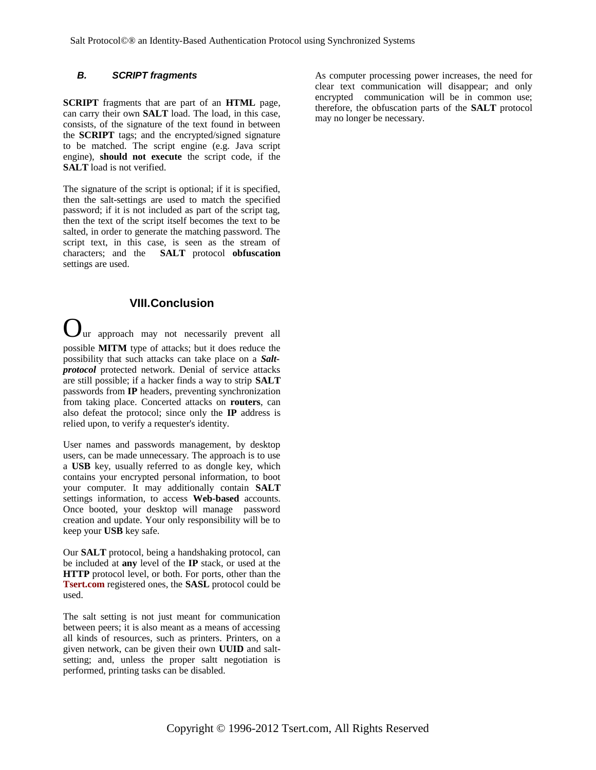### *B. SCRIPT fragments*

**SCRIPT** fragments that are part of an **HTML** page, can carry their own **SALT** load. The load, in this case, consists, of the signature of the text found in between the **SCRIPT** tags; and the encrypted/signed signature to be matched. The script engine (e.g. Java script engine), **should not execute** the script code, if the **SALT** load is not verified.

The signature of the script is optional; if it is specified, then the salt-settings are used to match the specified password; if it is not included as part of the script tag, then the text of the script itself becomes the text to be salted, in order to generate the matching password. The script text, in this case, is seen as the stream of characters; and the **SALT** protocol **obfuscation** settings are used.

## VIII.Conclusion

Our approach may not necessarily prevent all possible **MITM** type of attacks; but it does reduce the possibility that such attacks can take place on a ***Salt-protocol*** protected network. Denial of service attacks are still possible; if a hacker finds a way to strip **SALT** passwords from **IP** headers, preventing synchronization from taking place. Concerted attacks on **routers**, can also defeat the protocol; since only the **IP** address is relied upon, to verify a requester's identity.

User names and passwords management, by desktop users, can be made unnecessary. The approach is to use a **USB** key, usually referred to as dongle key, which contains your encrypted personal information, to boot your computer. It may additionally contain **SALT** settings information, to access **Web-based** accounts. Once booted, your desktop will manage password creation and update. Your only responsibility will be to keep your **USB** key safe.

Our **SALT** protocol, being a handshaking protocol, can be included at **any** level of the **IP** stack, or used at the **HTTP** protocol level, or both. For ports, other than the **Tsert.com** registered ones, the **SASL** protocol could be used.

The salt setting is not just meant for communication between peers; it is also meant as a means of accessing all kinds of resources, such as printers. Printers, on a given network, can be given their own **UUID** and salt-setting; and, unless the proper saltt negotiation is performed, printing tasks can be disabled.

As computer processing power increases, the need for clear text communication will disappear; and only encrypted communication will be in common use; therefore, the obfuscation parts of the **SALT** protocol may no longer be necessary.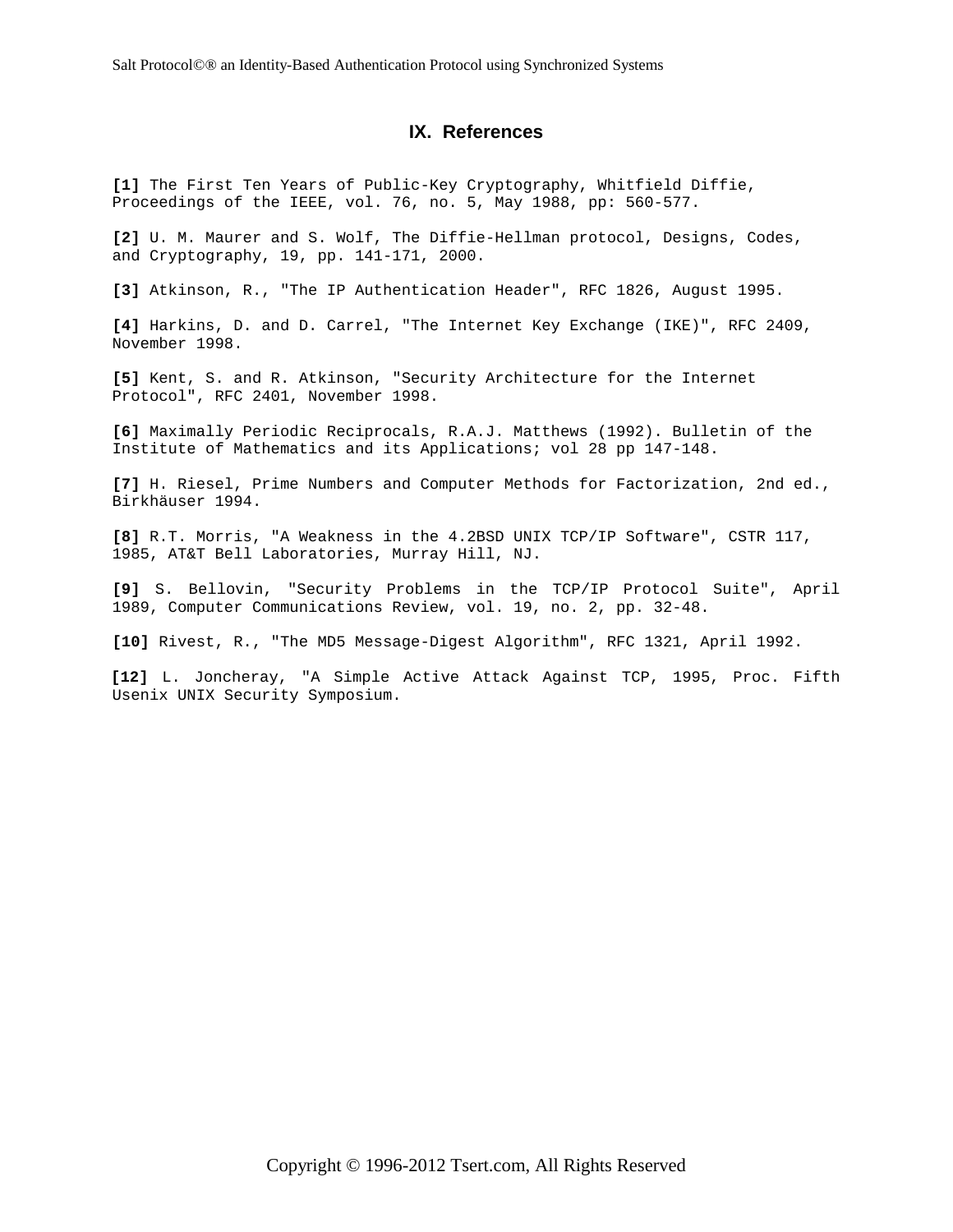## IX. References

**[1]** The First Ten Years of Public-Key Cryptography, Whitfield Diffie, Proceedings of the IEEE, vol. 76, no. 5, May 1988, pp: 560-577.

**[2]** U. M. Maurer and S. Wolf, The Diffie-Hellman protocol, Designs, Codes, and Cryptography, 19, pp. 141-171, 2000.

**[3]** Atkinson, R., "The IP Authentication Header", RFC 1826, August 1995.

**[4]** Harkins, D. and D. Carrel, "The Internet Key Exchange (IKE)", RFC 2409, November 1998.

**[5]** Kent, S. and R. Atkinson, "Security Architecture for the Internet Protocol", RFC 2401, November 1998.

**[6]** Maximally Periodic Reciprocals, R.A.J. Matthews (1992). Bulletin of the Institute of Mathematics and its Applications; vol 28 pp 147-148.

**[7]** H. Riesel, Prime Numbers and Computer Methods for Factorization, 2nd ed., Birkhäuser 1994.

**[8]** R.T. Morris, "A Weakness in the 4.2BSD UNIX TCP/IP Software", CSTR 117, 1985, AT&T Bell Laboratories, Murray Hill, NJ.

**[9]** S. Bellovin, "Security Problems in the TCP/IP Protocol Suite", April 1989, Computer Communications Review, vol. 19, no. 2, pp. 32-48.

**[10]** Rivest, R., "The MD5 Message-Digest Algorithm", RFC 1321, April 1992.

**[12]** L. Joncheray, "A Simple Active Attack Against TCP, 1995, Proc. Fifth Usenix UNIX Security Symposium.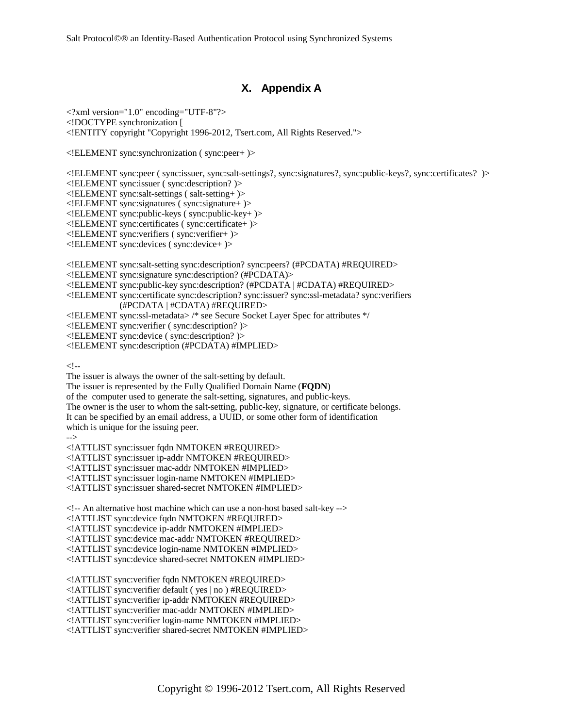## X. Appendix A

```
<?xml version="1.0" encoding="UTF-8"?>
<!DOCTYPE synchronization [
<!ENTITY copyright "Copyright 1996-2012, Tsert.com, All Rights Reserved.">

<!ELEMENT sync:synchronization ( sync:peer+ )>

<!ELEMENT sync:peer ( sync:issuer, sync:salt-settings?, sync:signatures?, sync:public-keys?, sync:certificates?  )>
<!ELEMENT sync:issuer ( sync:description? )>
<!ELEMENT sync:salt-settings ( salt-setting+ )>
<!ELEMENT sync:signatures ( sync:signature+ )>
<!ELEMENT sync:public-keys ( sync:public-key+ )>
<!ELEMENT sync:certificates ( sync:certificate+ )>
<!ELEMENT sync:verifiers ( sync:verifier+ )>
<!ELEMENT sync:devices ( sync:device+ )>

<!ELEMENT sync:salt-setting sync:description? sync:peers? (#PCDATA) #REQUIRED>
<!ELEMENT sync:signature sync:description? (#PCDATA)>
<!ELEMENT sync:public-key sync:description? (#PCDATA | #CDATA) #REQUIRED>
<!ELEMENT sync:certificate sync:description? sync:issuer? sync:ssl-metadata? sync:verifiers
            (#PCDATA | #CDATA) #REQUIRED>
<!ELEMENT sync:ssl-metadata> /* see Secure Socket Layer Spec for attributes */
<!ELEMENT sync:verifier ( sync:description? )>
<!ELEMENT sync:device ( sync:description? )>
<!ELEMENT sync:description (#PCDATA) #IMPLIED>

<!--
The issuer is always the owner of the salt-setting by default.
The issuer is represented by the Fully Qualified Domain Name (FQDN)
of the  computer used to generate the salt-setting, signatures, and public-keys.
The owner is the user to whom the salt-setting, public-key, signature, or certificate belongs.
It can be specified by an email address, a UUID, or some other form of identification
which is unique for the issuing peer.
-->
<!ATTLIST sync:issuer fqdn NMTOKEN #REQUIRED>
<!ATTLIST sync:issuer ip-addr NMTOKEN #REQUIRED>
<!ATTLIST sync:issuer mac-addr NMTOKEN #IMPLIED>
<!ATTLIST sync:issuer login-name NMTOKEN #IMPLIED>
<!ATTLIST sync:issuer shared-secret NMTOKEN #IMPLIED>

<!-- An alternative host machine which can use a non-host based salt-key -->
<!ATTLIST sync:device fqdn NMTOKEN #REQUIRED>
<!ATTLIST sync:device ip-addr NMTOKEN #IMPLIED>
<!ATTLIST sync:device mac-addr NMTOKEN #REQUIRED>
<!ATTLIST sync:device login-name NMTOKEN #IMPLIED>
<!ATTLIST sync:device shared-secret NMTOKEN #IMPLIED>

<!ATTLIST sync:verifier fqdn NMTOKEN #REQUIRED>
<!ATTLIST sync:verifier default ( yes | no ) #REQUIRED>
<!ATTLIST sync:verifier ip-addr NMTOKEN #REQUIRED>
<!ATTLIST sync:verifier mac-addr NMTOKEN #IMPLIED>
<!ATTLIST sync:verifier login-name NMTOKEN #IMPLIED>
<!ATTLIST sync:verifier shared-secret NMTOKEN #IMPLIED>
```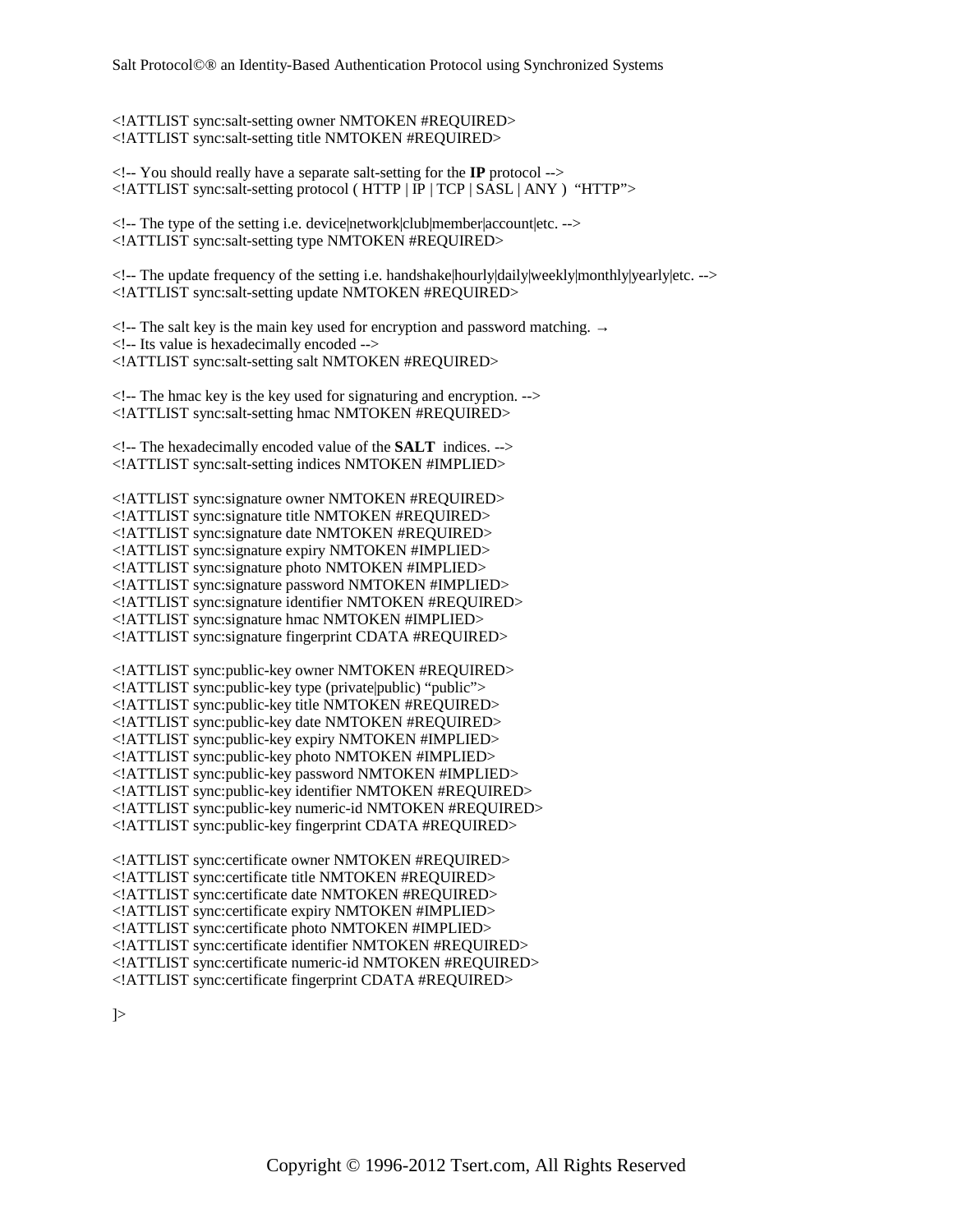```
<!ATTLIST sync:salt-setting owner NMTOKEN #REQUIRED>
<!ATTLIST sync:salt-setting title NMTOKEN #REQUIRED>

<!-- You should really have a separate salt-setting for the IP protocol -->
<!ATTLIST sync:salt-setting protocol ( HTTP | IP | TCP | SASL | ANY )  "HTTP">

<!-- The type of the setting i.e. device|network|club|member|account|etc. -->
<!ATTLIST sync:salt-setting type NMTOKEN #REQUIRED>

<!-- The update frequency of the setting i.e. handshake|hourly|daily|weekly|monthly|yearly|etc. -->
<!ATTLIST sync:salt-setting update NMTOKEN #REQUIRED>

<!-- The salt key is the main key used for encryption and password matching. →
<!-- Its value is hexadecimally encoded -->
<!ATTLIST sync:salt-setting salt NMTOKEN #REQUIRED>

<!-- The hmac key is the key used for signaturing and encryption. -->
<!ATTLIST sync:salt-setting hmac NMTOKEN #REQUIRED>

<!-- The hexadecimally encoded value of the SALT  indices. -->
<!ATTLIST sync:salt-setting indices NMTOKEN #IMPLIED>

<!ATTLIST sync:signature owner NMTOKEN #REQUIRED>
<!ATTLIST sync:signature title NMTOKEN #REQUIRED>
<!ATTLIST sync:signature date NMTOKEN #REQUIRED>
<!ATTLIST sync:signature expiry NMTOKEN #IMPLIED>
<!ATTLIST sync:signature photo NMTOKEN #IMPLIED>
<!ATTLIST sync:signature password NMTOKEN #IMPLIED>
<!ATTLIST sync:signature identifier NMTOKEN #REQUIRED>
<!ATTLIST sync:signature hmac NMTOKEN #IMPLIED>
<!ATTLIST sync:signature fingerprint CDATA #REQUIRED>

<!ATTLIST sync:public-key owner NMTOKEN #REQUIRED>
<!ATTLIST sync:public-key type (private|public) "public">
<!ATTLIST sync:public-key title NMTOKEN #REQUIRED>
<!ATTLIST sync:public-key date NMTOKEN #REQUIRED>
<!ATTLIST sync:public-key expiry NMTOKEN #IMPLIED>
<!ATTLIST sync:public-key photo NMTOKEN #IMPLIED>
<!ATTLIST sync:public-key password NMTOKEN #IMPLIED>
<!ATTLIST sync:public-key identifier NMTOKEN #REQUIRED>
<!ATTLIST sync:public-key numeric-id NMTOKEN #REQUIRED>
<!ATTLIST sync:public-key fingerprint CDATA #REQUIRED>

<!ATTLIST sync:certificate owner NMTOKEN #REQUIRED>
<!ATTLIST sync:certificate title NMTOKEN #REQUIRED>
<!ATTLIST sync:certificate date NMTOKEN #REQUIRED>
<!ATTLIST sync:certificate expiry NMTOKEN #IMPLIED>
<!ATTLIST sync:certificate photo NMTOKEN #IMPLIED>
<!ATTLIST sync:certificate identifier NMTOKEN #REQUIRED>
<!ATTLIST sync:certificate numeric-id NMTOKEN #REQUIRED>
<!ATTLIST sync:certificate fingerprint CDATA #REQUIRED>

]>
```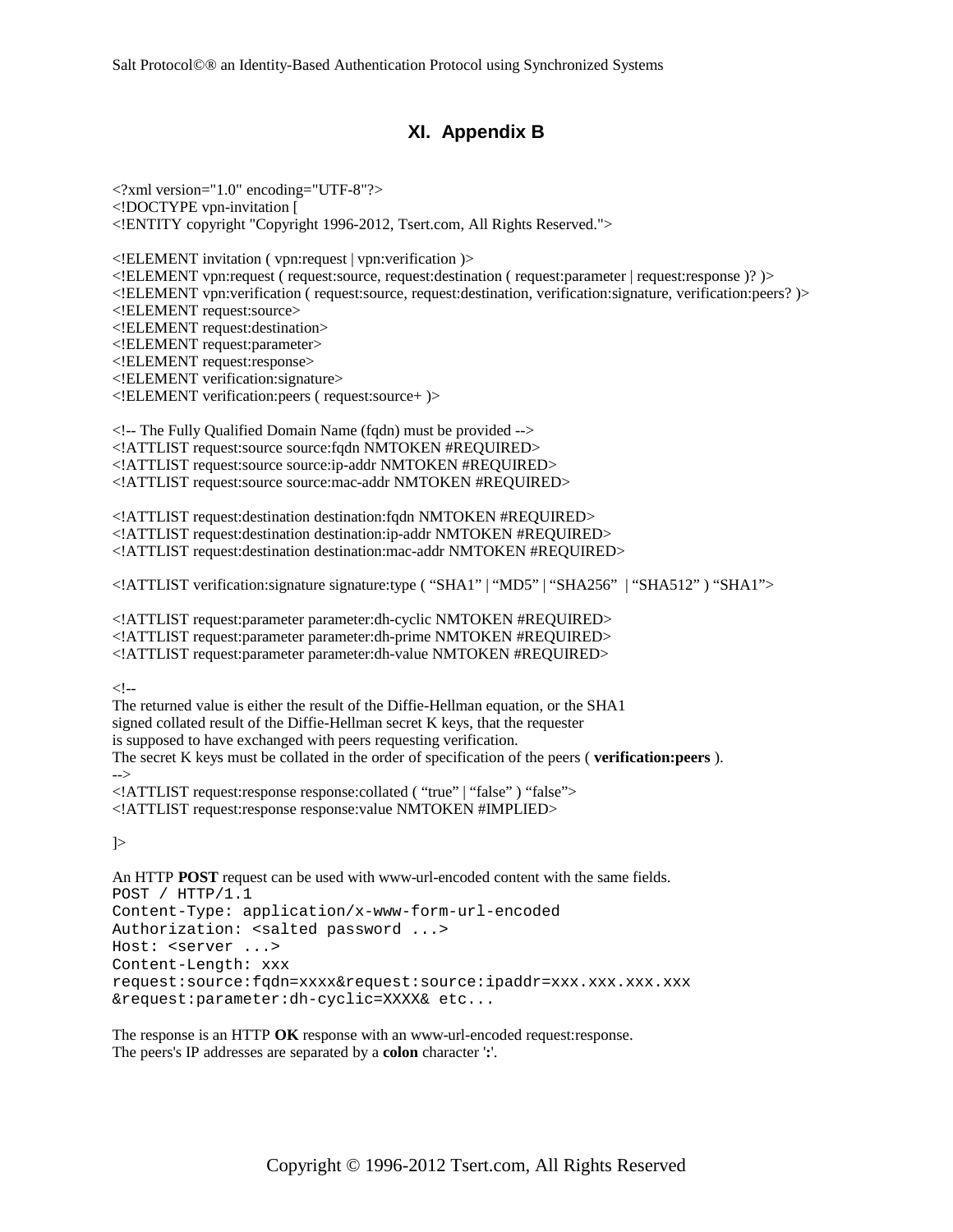# XI. Appendix B

```
<?xml version="1.0" encoding="UTF-8"?>
<!DOCTYPE vpn-invitation [
<!ENTITY copyright "Copyright 1996-2012, Tsert.com, All Rights Reserved.">

<!ELEMENT invitation ( vpn:request | vpn:verification )>
<!ELEMENT vpn:request ( request:source, request:destination ( request:parameter | request:response )? )>
<!ELEMENT vpn:verification ( request:source, request:destination, verification:signature, verification:peers? )>
<!ELEMENT request:source>
<!ELEMENT request:destination>
<!ELEMENT request:parameter>
<!ELEMENT request:response>
<!ELEMENT verification:signature>
<!ELEMENT verification:peers ( request:source+ )>

<!-- The Fully Qualified Domain Name (fqdn) must be provided -->
<!ATTLIST request:source source:fqdn NMTOKEN #REQUIRED>
<!ATTLIST request:source source:ip-addr NMTOKEN #REQUIRED>
<!ATTLIST request:source source:mac-addr NMTOKEN #REQUIRED>

<!ATTLIST request:destination destination:fqdn NMTOKEN #REQUIRED>
<!ATTLIST request:destination destination:ip-addr NMTOKEN #REQUIRED>
<!ATTLIST request:destination destination:mac-addr NMTOKEN #REQUIRED>

<!ATTLIST verification:signature signature:type ( "SHA1" | "MD5" | "SHA256"  | "SHA512" ) "SHA1">

<!ATTLIST request:parameter parameter:dh-cyclic NMTOKEN #REQUIRED>
<!ATTLIST request:parameter parameter:dh-prime NMTOKEN #REQUIRED>
<!ATTLIST request:parameter parameter:dh-value NMTOKEN #REQUIRED>

<!--
The returned value is either the result of the Diffie-Hellman equation, or the SHA1
signed collated result of the Diffie-Hellman secret K keys, that the requester
is supposed to have exchanged with peers requesting verification.
The secret K keys must be collated in the order of specification of the peers ( verification:peers ).
-->
<!ATTLIST request:response response:collated ( "true" | "false" ) "false">
<!ATTLIST request:response response:value NMTOKEN #IMPLIED>

]>
```

An HTTP **POST** request can be used with www-url-encoded content with the same fields.

```
POST / HTTP/1.1
Content-Type: application/x-www-form-url-encoded
Authorization: <salted password ...>
Host: <server ...>
Content-Length: xxx
request:source:fqdn=xxxx&request:source:ipaddr=xxx.xxx.xxx.xxx
&request:parameter:dh-cyclic=XXXX& etc...
```

The response is an HTTP **OK** response with an www-url-encoded request:response.
The peers's IP addresses are separated by a **colon** character '**:**'.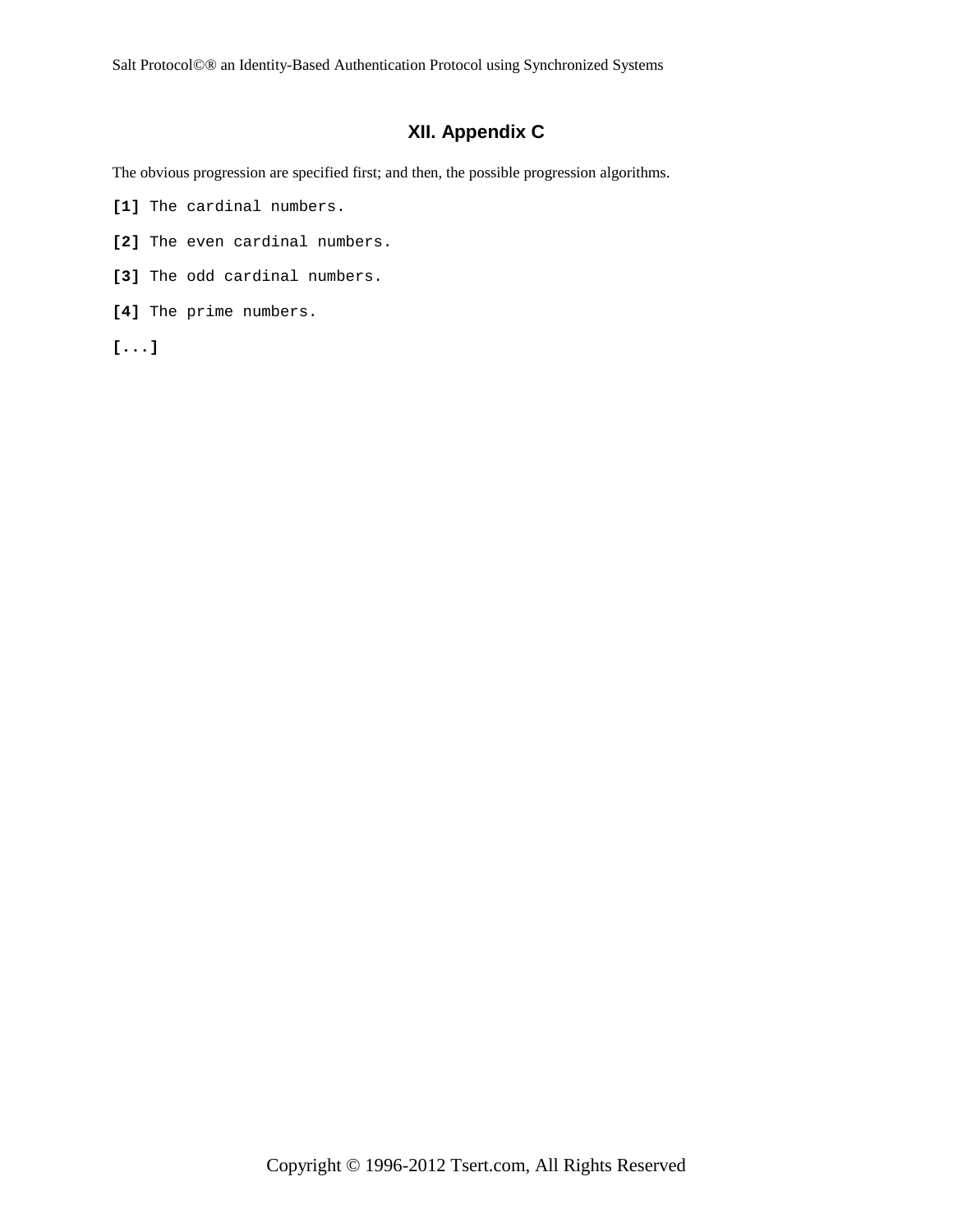## XII. Appendix C

The obvious progression are specified first; and then, the possible progression algorithms.

**[1]** `The cardinal numbers.`

**[2]** `The even cardinal numbers.`

**[3]** `The odd cardinal numbers.`

**[4]** `The prime numbers.`

**[...]**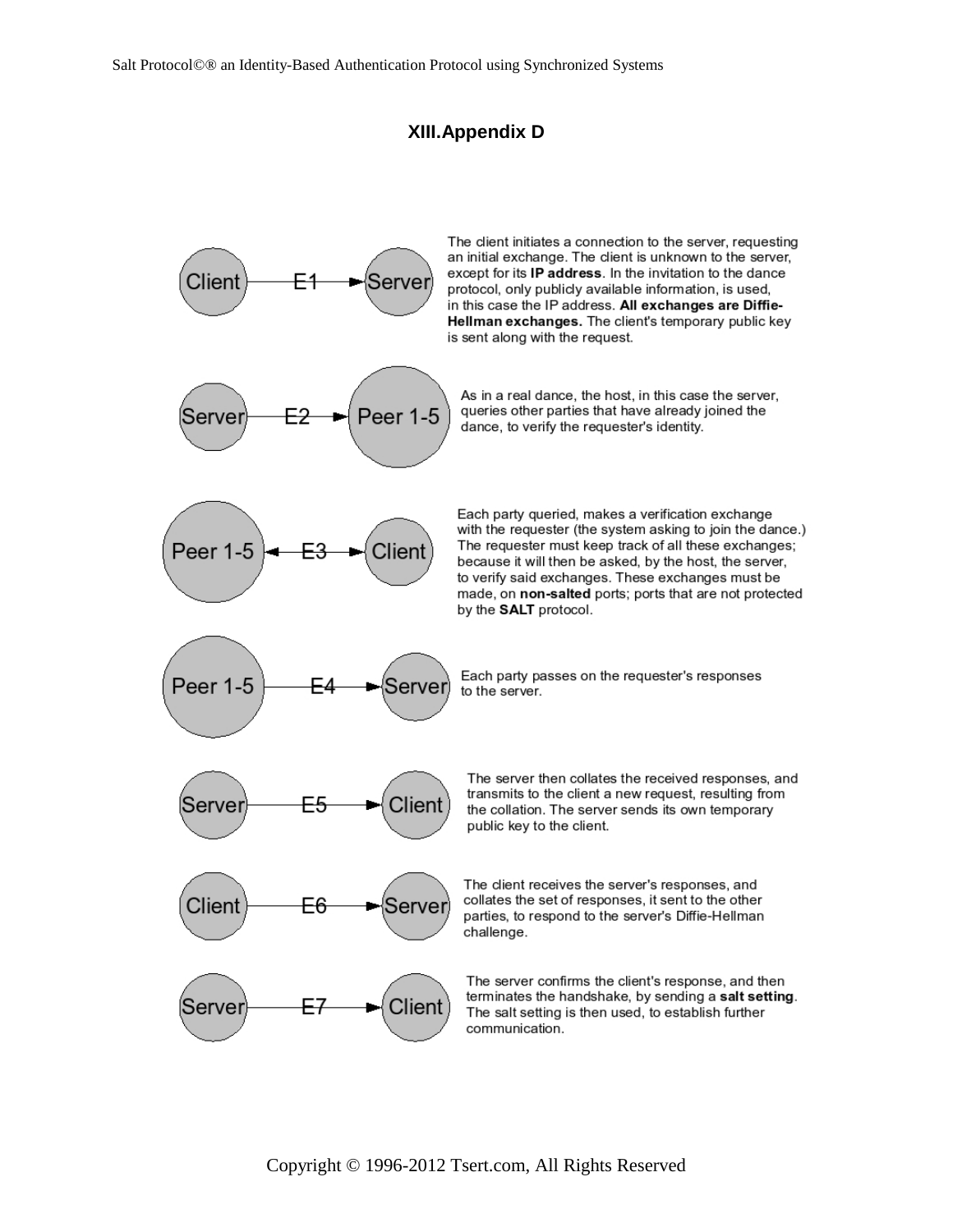# XIII. Appendix D

Client —E1→ Server

The client initiates a connection to the server, requesting an initial exchange. The client is unknown to the server, except for its **IP address**. In the invitation to the dance protocol, only publicly available information, is used, in this case the IP address. **All exchanges are Diffie-Hellman exchanges.** The client's temporary public key is sent along with the request.

Server —E2→ Peer 1-5

As in a real dance, the host, in this case the server, queries other parties that have already joined the dance, to verify the requester's identity.

Peer 1-5 ←E3→ Client

Each party queried, makes a verification exchange with the requester (the system asking to join the dance.) The requester must keep track of all these exchanges; because it will then be asked, by the host, the server, to verify said exchanges. These exchanges must be made, on **non-salted** ports; ports that are not protected by the **SALT** protocol.

Peer 1-5 —E4→ Server

Each party passes on the requester's responses to the server.

Server —E5→ Client

The server then collates the received responses, and transmits to the client a new request, resulting from the collation. The server sends its own temporary public key to the client.

Client —E6→ Server

The client receives the server's responses, and collates the set of responses, it sent to the other parties, to respond to the server's Diffie-Hellman challenge.

Server —E7→ Client

The server confirms the client's response, and then terminates the handshake, by sending a **salt setting**. The salt setting is then used, to establish further communication.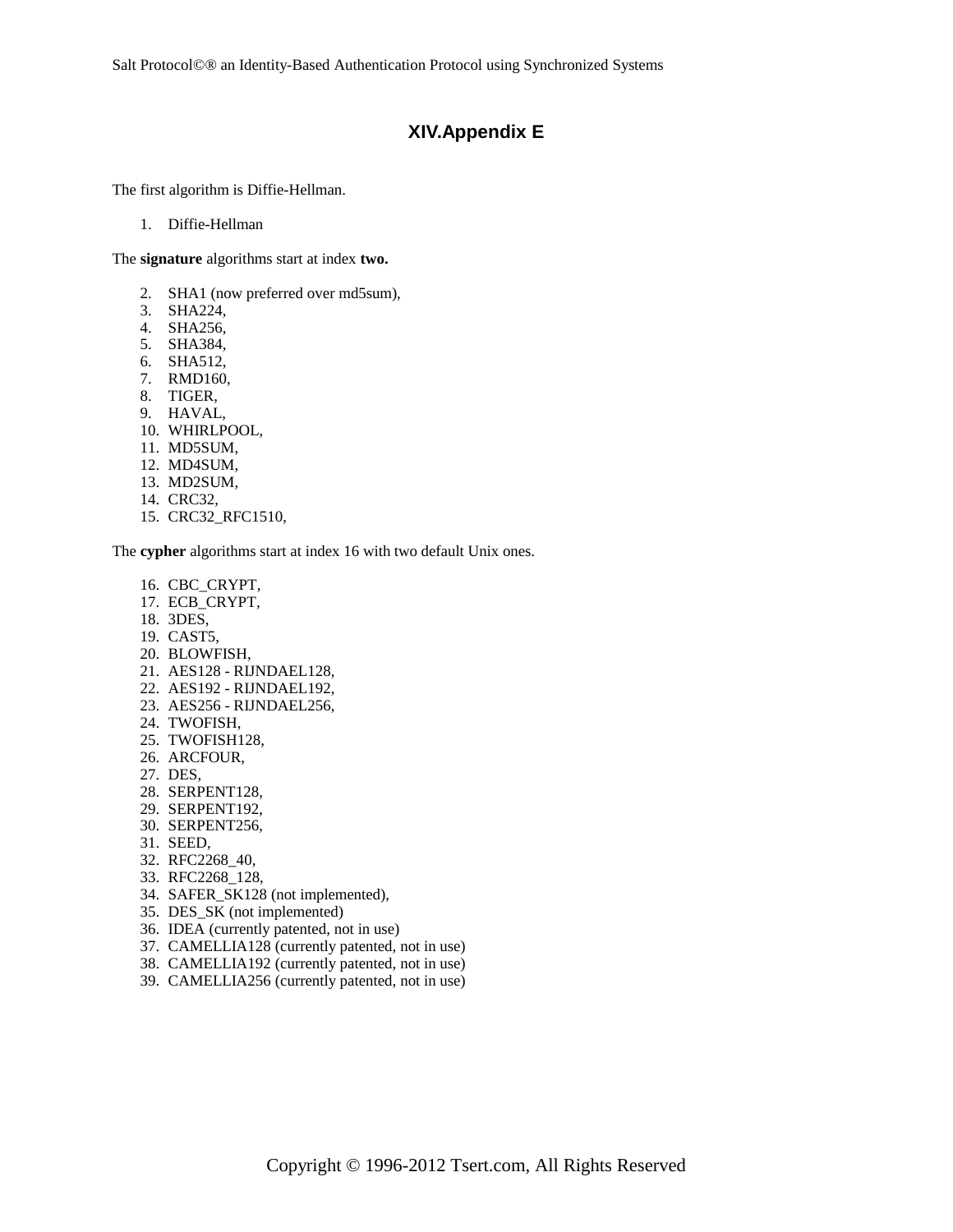# XIV.Appendix E

The first algorithm is Diffie-Hellman.

1. Diffie-Hellman

The **signature** algorithms start at index **two.**

2. SHA1 (now preferred over md5sum),
3. SHA224,
4. SHA256,
5. SHA384,
6. SHA512,
7. RMD160,
8. TIGER,
9. HAVAL,
10. WHIRLPOOL,
11. MD5SUM,
12. MD4SUM,
13. MD2SUM,
14. CRC32,
15. CRC32_RFC1510,

The **cypher** algorithms start at index 16 with two default Unix ones.

16. CBC_CRYPT,
17. ECB_CRYPT,
18. 3DES,
19. CAST5,
20. BLOWFISH,
21. AES128 - RIJNDAEL128,
22. AES192 - RIJNDAEL192,
23. AES256 - RIJNDAEL256,
24. TWOFISH,
25. TWOFISH128,
26. ARCFOUR,
27. DES,
28. SERPENT128,
29. SERPENT192,
30. SERPENT256,
31. SEED,
32. RFC2268_40,
33. RFC2268_128,
34. SAFER_SK128 (not implemented),
35. DES_SK (not implemented)
36. IDEA (currently patented, not in use)
37. CAMELLIA128 (currently patented, not in use)
38. CAMELLIA192 (currently patented, not in use)
39. CAMELLIA256 (currently patented, not in use)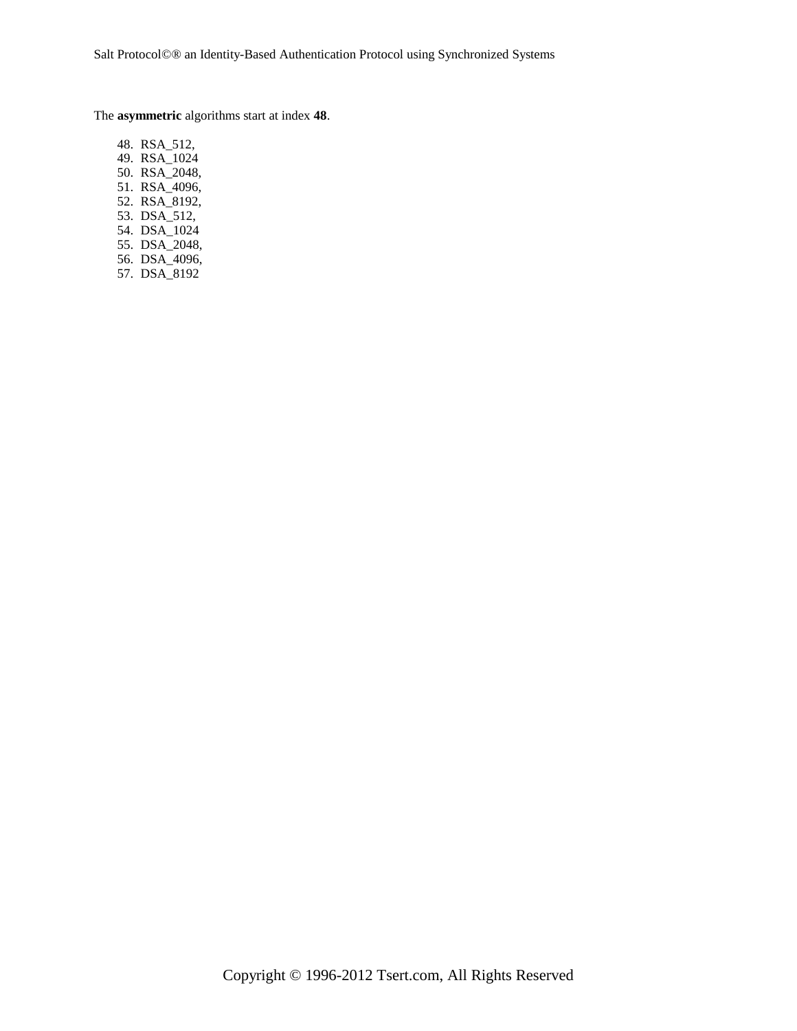The **asymmetric** algorithms start at index **48**.

48. RSA_512,
49. RSA_1024
50. RSA_2048,
51. RSA_4096,
52. RSA_8192,
53. DSA_512,
54. DSA_1024
55. DSA_2048,
56. DSA_4096,
57. DSA_8192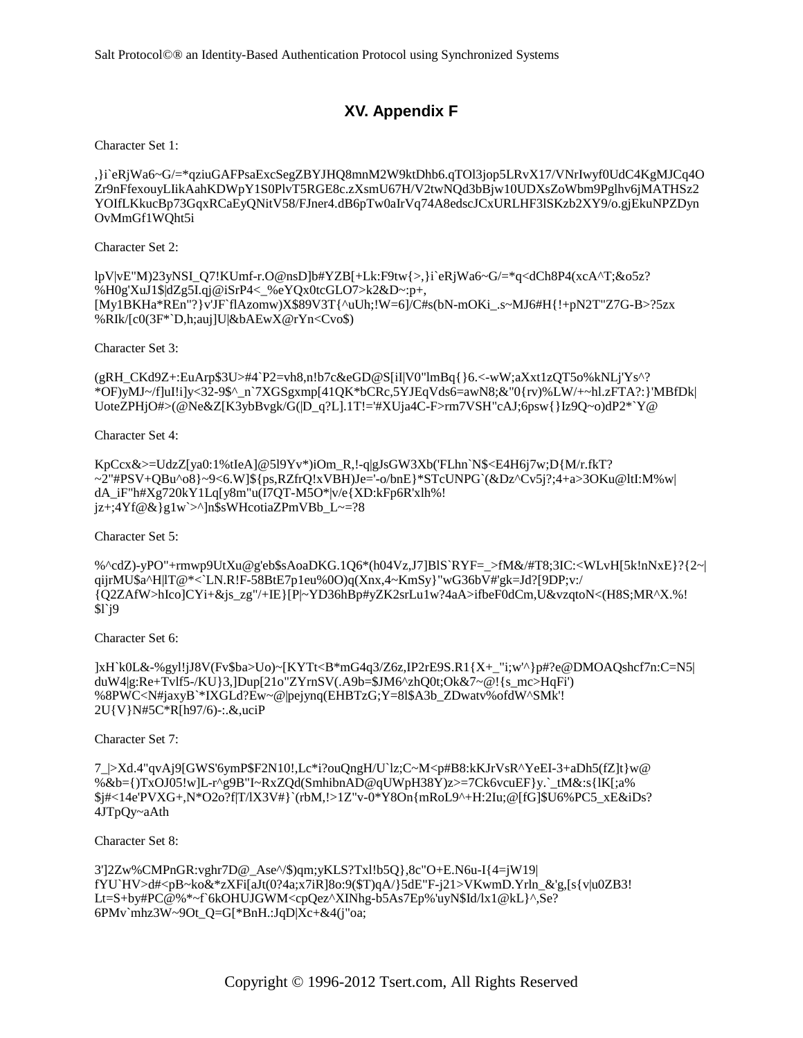# XV. Appendix F

Character Set 1:

,}i`eRjWa6~G/=*qziuGAFPsaExcSegZBYJHQ8mnM2W9ktDhb6.qTOl3jop5LRvX17/VNrIwyf0UdC4KgMJCq4O
Zr9nFfexouyLIikAahKDWpY1S0PlvT5RGE8c.zXsmU67H/V2twNQd3bBjw10UDXsZoWbm9Pglhv6jMATHSz2
YOIfLKkucBp73GqxRCaEyQNitV58/FJner4.dB6pTw0aIrVq74A8edscJCxURLHF3lSKzb2XY9/o.gjEkuNPZDyn
OvMmGf1WQht5i

Character Set 2:

lpV|vE"M)23yNSI_Q7!KUmf-r.O@nsD]b#YZB[+Lk:F9tw{>,}i`eRjWa6~G/=*q<dCh8P4(xcA^T;&o5z?
%H0g'XuJ1$|dZg5I.qj@iSrP4<_%eYQx0tcGLO7>k2&D~:p+,
[My1BKHa*REn"?}v'JF`flAzomw)X$89V3T{^uUh;!W=6]/C#s(bN-mOKi_.s~MJ6#H{!+pN2T"Z7G-B>?5zx
%RIk/[c0(3F*`D,h;auj]U|&bAEwX@rYn<Cvo$)

Character Set 3:

(gRH_CKd9Z+:EuArp$3U>#4`P2=vh8,n!b7c&eGD@S[iI|V0"lmBq{}6.<-wW;aXxt1zQT5o%kNLj'Ys^?
*OF)yMJ~/f]uI!i]y<32-9$^_n`7XGSgxmp[41QK*bCRc,5YJEqVds6=awN8;&"0{rv)%LW/+~hl.zFTA?:}'MBfDk|
UoteZPHjO#>(@Ne&Z[K3ybBvgk/G(|D_q?L].1T!='#XUja4C-F>rm7VSH"cAJ;6psw{}Iz9Q~o)dP2*`Y@

Character Set 4:

KpCcx&>=UdzZ[ya0:1%tIeA]@5l9Yv*)iOm_R,!-q|gJsGW3Xb('FLhn`N$<E4H6j7w;D{M/r.fkT?
~2"#PSV+QBu^o8}~9<6.W]${ps,RZfrQ!xVBH)Je='-o/bnE}*STcUNPG`(&Dz^Cv5j?;4+a>3OKu@ltI:M%w|
dA_iF"h#Xg720kY1Lq[y8m"u(I7QT-M5O*|v/e{XD:kFp6R'xlh%!
jz+;4Yf@&}g1w`>^]n$sWHcotiaZPmVBb_L~=?8

Character Set 5:

%^cdZ)-yPO"+rmwp9UtXu@g'eb$sAoaDKG.1Q6*(h04Vz,J7]BlS`RYF=_>fM&/#T8;3IC:<WLvH[5k!nNxE}?{2~|
qijrMU$a^H|lT@*<`LN.R!F-58BtE7p1eu%0O)q(Xnx,4~KmSy}"wG36bV#'gk=Jd?[9DP;v:/
{Q2ZAfW>hIco]CYi+&js_zg"/+IE}[P|~YD36hBp#yZK2srLu1w?4aA>ifbeF0dCm,U&vzqtoN<(H8S;MR^X.%!
$l`j9

Character Set 6:

]xH`k0L&-%gyl!jJ8V(Fv$ba>Uo)~[KYTt<B*mG4q3/Z6z,IP2rE9S.R1{X+_"i;w'^}p#?e@DMOAQshcf7n:C=N5|
duW4|g:Re+Tvlf5-/KU}3,]Dup[21o"ZYrnSV(.A9b=$JM6^zhQ0t;Ok&7~@!{s_mc>HqFi')
%8PWC<N#jaxyB`*IXGLd?Ew~@|pejynq(EHBTzG;Y=8l$A3b_ZDwatv%ofdW^SMk'!
2U{V}N#5C*R[h97/6)-:.&,uciP

Character Set 7:

7_|>Xd.4"qvAj9[GWS'6ymP$F2N10!,Lc*i?ouQngH/U`lz;C~M<p#B8:kKJrVsR^YeEI-3+aDh5(fZ]t}w@
%&b={)TxOJ05!w]L-r^g9B"I~RxZQd(SmhibnAD@qUWpH38Y)z>=7Ck6vcuEF}y.`_tM&:s{lK[;a%
$j#<14e'PVXG+,N*O2o?f|T/lX3V#}`(rbM,!>1Z"v-0*Y8On{mRoL9^+H:2Iu;@[fG]$U6%PC5_xE&iDs?
4JTpQy~aAth

Character Set 8:

3']2Zw%CMPnGR:vghr7D@_Ase^/$)qm;yKLS?Txl!b5Q},8c"O+E.N6u-I{4=jW19|
fYU`HV>d#<pB~ko&*zXFi[aJt(0?4a;x7iR]8o:9($T)qA/}5dE"F-j21>VKwmD.Yrln_&'g,[s{v|u0ZB3!
Lt=S+by#PC@%*~f`6kOHUJGWM<cpQez^XINhg-b5As7Ep%'uyN$Id/lx1@kL}^,Se?
6PMv`mhz3W~9Ot_Q=G[*BnH.:JqD|Xc+&4(j"oa;